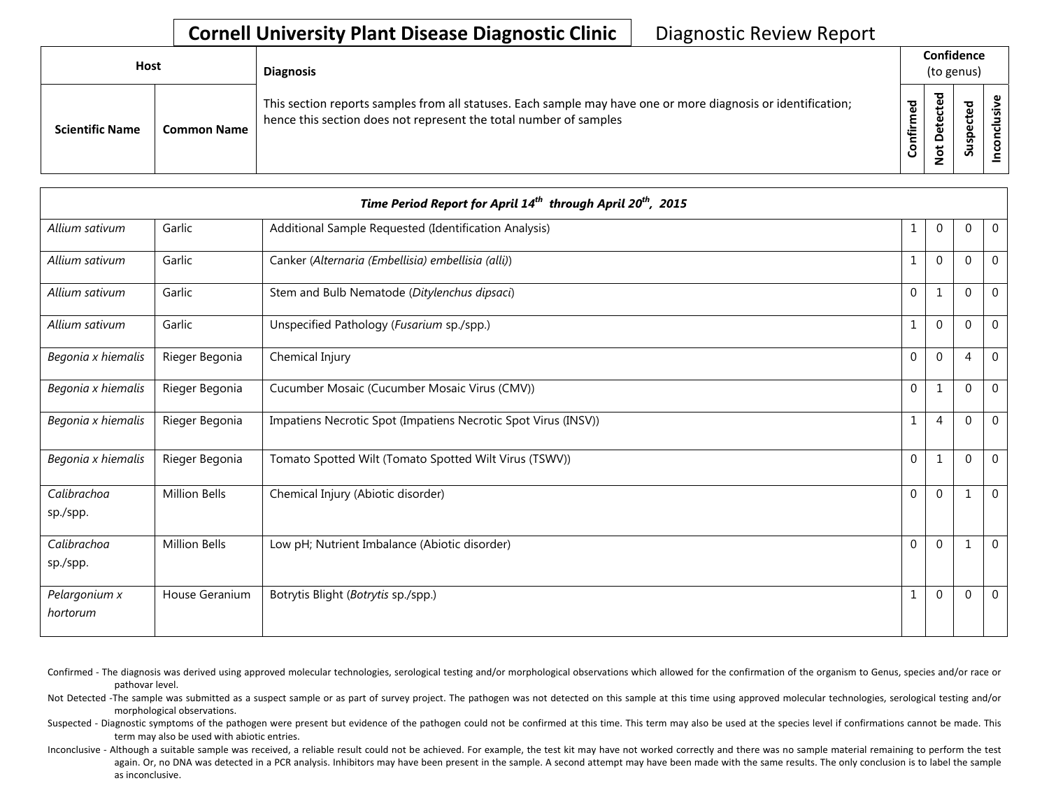# Cornell University Plant Disease Diagnostic Clinic

Diagnostic Review Report

| Host | | Diagnosis | Confidence (to genus) | | | |
|---|---|---|---|---|---|---|
| **Scientific Name** | **Common Name** | This section reports samples from all statuses. Each sample may have one or more diagnosis or identification; hence this section does not represent the total number of samples | **Confirmed** | **Not Detected** | **Suspected** | **Inconclusive** |
| ***Time Period Report for April 14th through April 20th, 2015*** | | | | | | |
| *Allium sativum* | Garlic | Additional Sample Requested (Identification Analysis) | 1 | 0 | 0 | 0 |
| *Allium sativum* | Garlic | Canker (*Alternaria (Embellisia) embellisia (alli)*) | 1 | 0 | 0 | 0 |
| *Allium sativum* | Garlic | Stem and Bulb Nematode (*Ditylenchus dipsaci*) | 0 | 1 | 0 | 0 |
| *Allium sativum* | Garlic | Unspecified Pathology (*Fusarium* sp./spp.) | 1 | 0 | 0 | 0 |
| *Begonia x hiemalis* | Rieger Begonia | Chemical Injury | 0 | 0 | 4 | 0 |
| *Begonia x hiemalis* | Rieger Begonia | Cucumber Mosaic (Cucumber Mosaic Virus (CMV)) | 0 | 1 | 0 | 0 |
| *Begonia x hiemalis* | Rieger Begonia | Impatiens Necrotic Spot (Impatiens Necrotic Spot Virus (INSV)) | 1 | 4 | 0 | 0 |
| *Begonia x hiemalis* | Rieger Begonia | Tomato Spotted Wilt (Tomato Spotted Wilt Virus (TSWV)) | 0 | 1 | 0 | 0 |
| *Calibrachoa* sp./spp. | Million Bells | Chemical Injury (Abiotic disorder) | 0 | 0 | 1 | 0 |
| *Calibrachoa* sp./spp. | Million Bells | Low pH; Nutrient Imbalance (Abiotic disorder) | 0 | 0 | 1 | 0 |
| *Pelargonium x hortorum* | House Geranium | Botrytis Blight (*Botrytis* sp./spp.) | 1 | 0 | 0 | 0 |

Confirmed - The diagnosis was derived using approved molecular technologies, serological testing and/or morphological observations which allowed for the confirmation of the organism to Genus, species and/or race or pathovar level.

Not Detected -The sample was submitted as a suspect sample or as part of survey project. The pathogen was not detected on this sample at this time using approved molecular technologies, serological testing and/or morphological observations.

Suspected - Diagnostic symptoms of the pathogen were present but evidence of the pathogen could not be confirmed at this time. This term may also be used at the species level if confirmations cannot be made. This term may also be used with abiotic entries.

Inconclusive - Although a suitable sample was received, a reliable result could not be achieved. For example, the test kit may have not worked correctly and there was no sample material remaining to perform the test again. Or, no DNA was detected in a PCR analysis. Inhibitors may have been present in the sample. A second attempt may have been made with the same results. The only conclusion is to label the sample as inconclusive.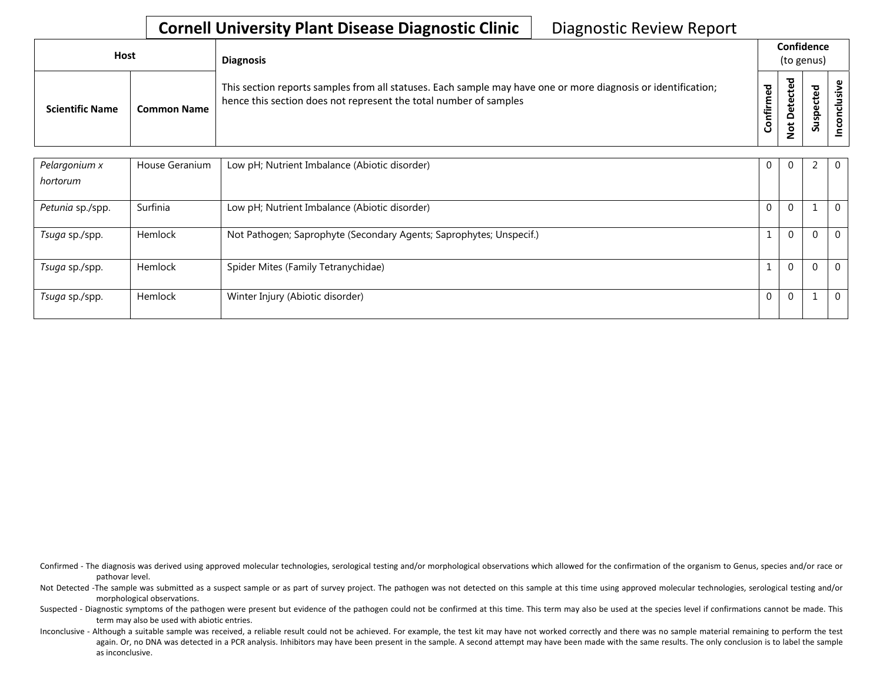# Cornell University Plant Disease Diagnostic Clinic

Diagnostic Review Report

| Host | | Diagnosis | Confidence (to genus) | | | |
|---|---|---|---|---|---|---|
| Scientific Name | Common Name | This section reports samples from all statuses. Each sample may have one or more diagnosis or identification; hence this section does not represent the total number of samples | Confirmed | Not Detected | Suspected | Inconclusive |
| *Pelargonium x hortorum* | House Geranium | Low pH; Nutrient Imbalance (Abiotic disorder) | 0 | 0 | 2 | 0 |
| *Petunia* sp./spp. | Surfinia | Low pH; Nutrient Imbalance (Abiotic disorder) | 0 | 0 | 1 | 0 |
| *Tsuga* sp./spp. | Hemlock | Not Pathogen; Saprophyte (Secondary Agents; Saprophytes; Unspecif.) | 1 | 0 | 0 | 0 |
| *Tsuga* sp./spp. | Hemlock | Spider Mites (Family Tetranychidae) | 1 | 0 | 0 | 0 |
| *Tsuga* sp./spp. | Hemlock | Winter Injury (Abiotic disorder) | 0 | 0 | 1 | 0 |

Confirmed - The diagnosis was derived using approved molecular technologies, serological testing and/or morphological observations which allowed for the confirmation of the organism to Genus, species and/or race or pathovar level.

Not Detected -The sample was submitted as a suspect sample or as part of survey project. The pathogen was not detected on this sample at this time using approved molecular technologies, serological testing and/or morphological observations.

Suspected - Diagnostic symptoms of the pathogen were present but evidence of the pathogen could not be confirmed at this time. This term may also be used at the species level if confirmations cannot be made. This term may also be used with abiotic entries.

Inconclusive - Although a suitable sample was received, a reliable result could not be achieved. For example, the test kit may have not worked correctly and there was no sample material remaining to perform the test again. Or, no DNA was detected in a PCR analysis. Inhibitors may have been present in the sample. A second attempt may have been made with the same results. The only conclusion is to label the sample as inconclusive.